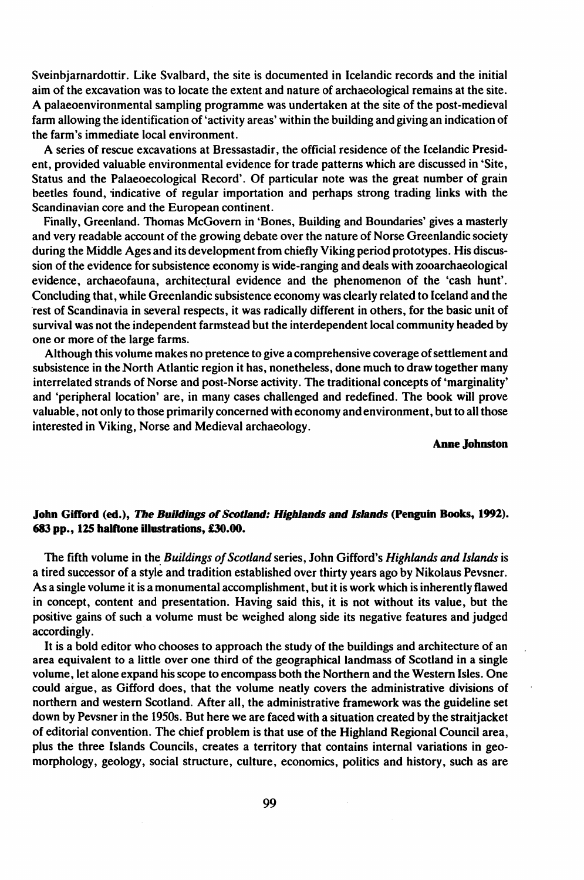Sveinbjarnardottir. Like Svalbard, the site is documented in Icelandic records and the initial aim of the excavation was to locate the extent and nature of archaeological remains at the site. A palaeoenvironmental sampling programme was undertaken at the site of the post-medieval farm allowing the identification of 'activity areas' within the building and giving an indication of the farm's immediate local environment.

A series of rescue excavations at Bressastadir, the official residence of the Icelandic President, provided valuable environmental evidence for trade patterns which are discussed in 'Site, Status and the Palaeoecological Record'. Of particular note was the great number of grain beetles found, indicative of regular importation and perhaps strong trading links with the Scandinavian core and the European continent.

Finally, Greenland. Thomas McGovern in 'Bones, Building and Boundaries' gives a masterly and very readable account of the growing debate over the nature of Norse Greenlandic society during the Middle Ages and its development from chiefly Viking period prototypes. His discussion of the evidence for subsistence economy is wide-ranging and deals with zooarchaeological evidence, archaeofauna, architectural evidence and the phenomenon of the 'cash hunt'. Concluding that, while Greenlandic subsistence economy was clearly related to Iceland and the rest of Scandinavia in several respects, it was radically different in others, for the basic unit of survival was not the independent farmstead but the interdependent local community headed by one or more of the large farms.

Although this volume makes no pretence to give a comprehensive coverage of settlement and subsistence in the North Atlantic region it has, nonetheless, done much to draw together many interrelated strands of Norse and post-Norse activity. The traditional concepts of 'marginality' and 'peripheral location' are, in many cases challenged and redefined. The book will prove valuable, not only to those primarily concerned with economy and environment, but to all those interested in Viking, Norse and Medieval archaeology.

**Anne Johnston**

**John Gifford (ed.), *The Buildings of Scotland: Highlands and Islands* (Penguin Books, 1992). 683 pp., 125 halftone illustrations, £30.00.**

The fifth volume in the *Buildings of Scotland* series, John Gifford's *Highlands and Islands* is a tired successor of a style and tradition established over thirty years ago by Nikolaus Pevsner. As a single volume it is a monumental accomplishment, but it is work which is inherently flawed in concept, content and presentation. Having said this, it is not without its value, but the positive gains of such a volume must be weighed along side its negative features and judged accordingly.

It is a bold editor who chooses to approach the study of the buildings and architecture of an area equivalent to a little over one third of the geographical landmass of Scotland in a single volume, let alone expand his scope to encompass both the Northern and the Western Isles. One could argue, as Gifford does, that the volume neatly covers the administrative divisions of northern and western Scotland. After all, the administrative framework was the guideline set down by Pevsner in the 1950s. But here we are faced with a situation created by the straitjacket of editorial convention. The chief problem is that use of the Highland Regional Council area, plus the three Islands Councils, creates a territory that contains internal variations in geomorphology, geology, social structure, culture, economics, politics and history, such as are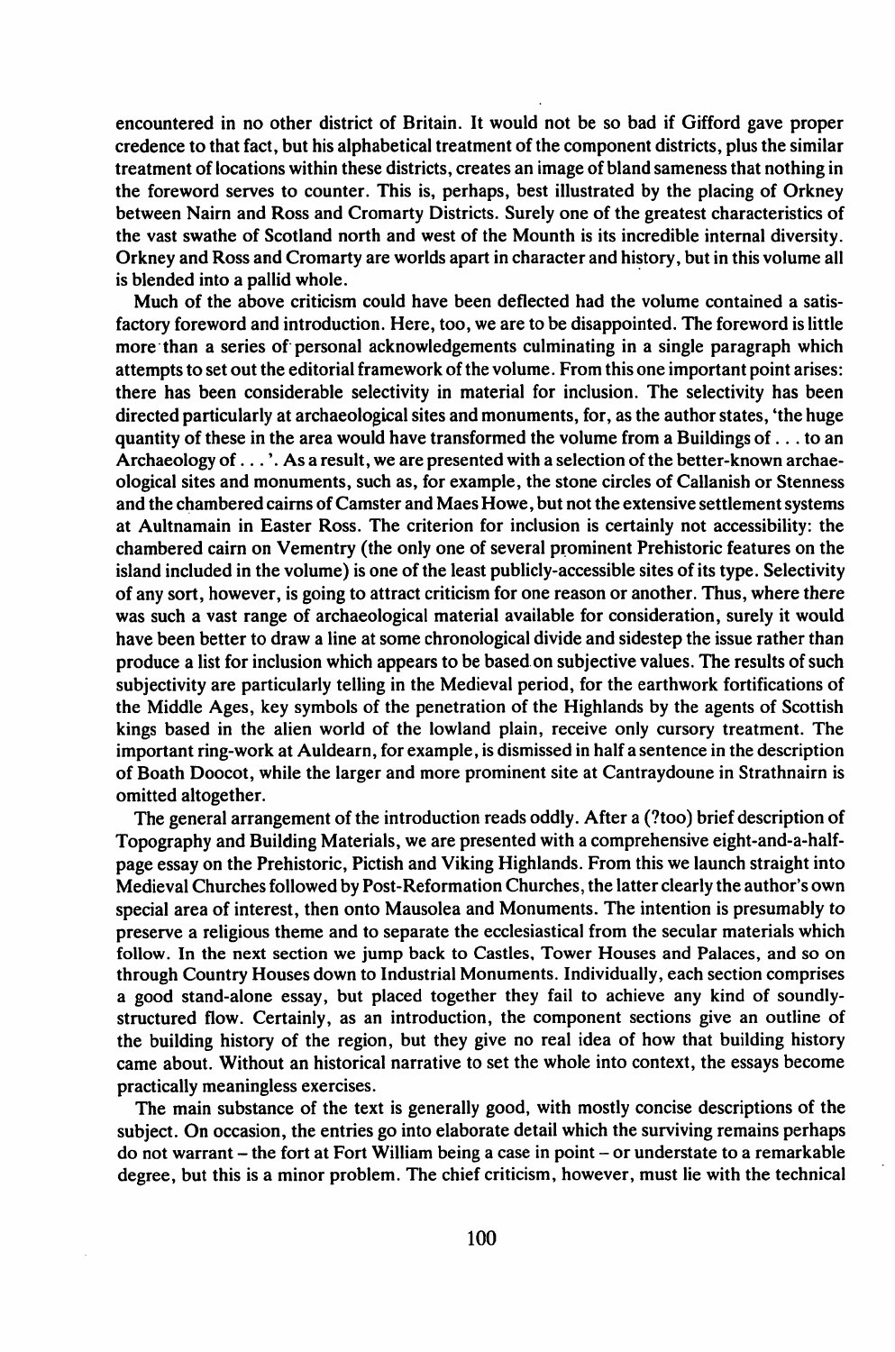encountered in no other district of Britain. It would not be so bad if Gifford gave proper credence to that fact, but his alphabetical treatment of the component districts, plus the similar treatment of locations within these districts, creates an image of bland sameness that nothing in the foreword serves to counter. This is, perhaps, best illustrated by the placing of Orkney between Nairn and Ross and Cromarty Districts. Surely one of the greatest characteristics of the vast swathe of Scotland north and west of the Mounth is its incredible internal diversity. Orkney and Ross and Cromarty are worlds apart in character and history, but in this volume all is blended into a pallid whole.

Much of the above criticism could have been deflected had the volume contained a satisfactory foreword and introduction. Here, too, we are to be disappointed. The foreword is little more than a series of personal acknowledgements culminating in a single paragraph which attempts to set out the editorial framework of the volume. From this one important point arises: there has been considerable selectivity in material for inclusion. The selectivity has been directed particularly at archaeological sites and monuments, for, as the author states, 'the huge quantity of these in the area would have transformed the volume from a Buildings of . . . to an Archaeology of . . . '. As a result, we are presented with a selection of the better-known archaeological sites and monuments, such as, for example, the stone circles of Callanish or Stenness and the chambered cairns of Camster and Maes Howe, but not the extensive settlement systems at Aultnamain in Easter Ross. The criterion for inclusion is certainly not accessibility: the chambered cairn on Vementry (the only one of several prominent Prehistoric features on the island included in the volume) is one of the least publicly-accessible sites of its type. Selectivity of any sort, however, is going to attract criticism for one reason or another. Thus, where there was such a vast range of archaeological material available for consideration, surely it would have been better to draw a line at some chronological divide and sidestep the issue rather than produce a list for inclusion which appears to be based on subjective values. The results of such subjectivity are particularly telling in the Medieval period, for the earthwork fortifications of the Middle Ages, key symbols of the penetration of the Highlands by the agents of Scottish kings based in the alien world of the lowland plain, receive only cursory treatment. The important ring-work at Auldearn, for example, is dismissed in half a sentence in the description of Boath Doocot, while the larger and more prominent site at Cantraydoune in Strathnairn is omitted altogether.

The general arrangement of the introduction reads oddly. After a (?too) brief description of Topography and Building Materials, we are presented with a comprehensive eight-and-a-half-page essay on the Prehistoric, Pictish and Viking Highlands. From this we launch straight into Medieval Churches followed by Post-Reformation Churches, the latter clearly the author's own special area of interest, then onto Mausolea and Monuments. The intention is presumably to preserve a religious theme and to separate the ecclesiastical from the secular materials which follow. In the next section we jump back to Castles, Tower Houses and Palaces, and so on through Country Houses down to Industrial Monuments. Individually, each section comprises a good stand-alone essay, but placed together they fail to achieve any kind of soundly-structured flow. Certainly, as an introduction, the component sections give an outline of the building history of the region, but they give no real idea of how that building history came about. Without an historical narrative to set the whole into context, the essays become practically meaningless exercises.

The main substance of the text is generally good, with mostly concise descriptions of the subject. On occasion, the entries go into elaborate detail which the surviving remains perhaps do not warrant – the fort at Fort William being a case in point – or understate to a remarkable degree, but this is a minor problem. The chief criticism, however, must lie with the technical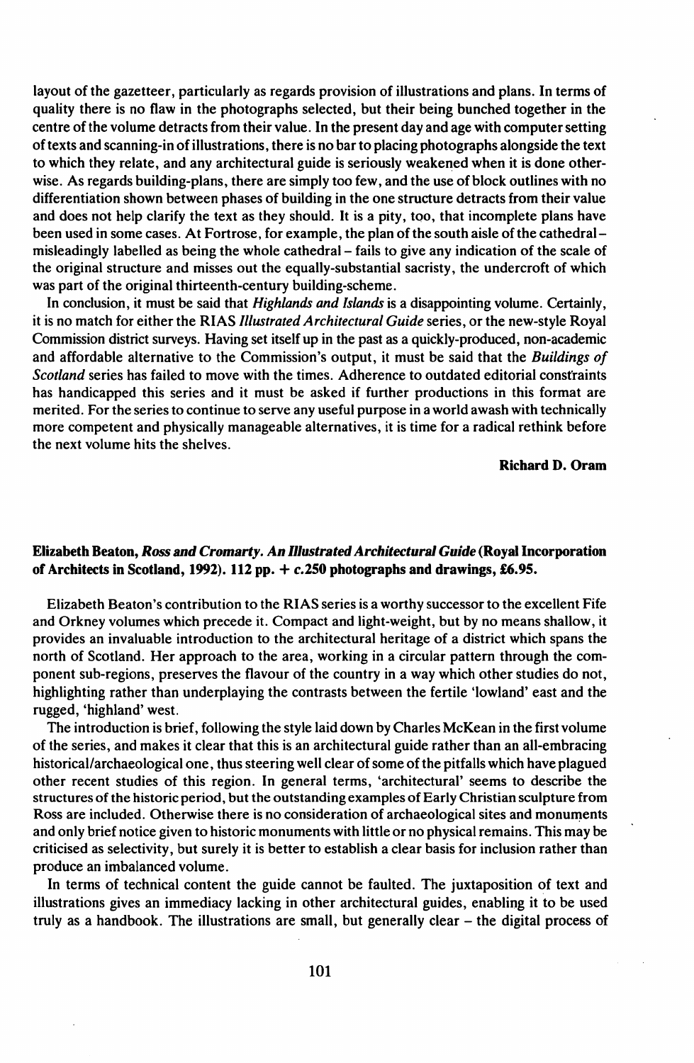layout of the gazetteer, particularly as regards provision of illustrations and plans. In terms of quality there is no flaw in the photographs selected, but their being bunched together in the centre of the volume detracts from their value. In the present day and age with computer setting of texts and scanning-in of illustrations, there is no bar to placing photographs alongside the text to which they relate, and any architectural guide is seriously weakened when it is done otherwise. As regards building-plans, there are simply too few, and the use of block outlines with no differentiation shown between phases of building in the one structure detracts from their value and does not help clarify the text as they should. It is a pity, too, that incomplete plans have been used in some cases. At Fortrose, for example, the plan of the south aisle of the cathedral – misleadingly labelled as being the whole cathedral – fails to give any indication of the scale of the original structure and misses out the equally-substantial sacristy, the undercroft of which was part of the original thirteenth-century building-scheme.

In conclusion, it must be said that *Highlands and Islands* is a disappointing volume. Certainly, it is no match for either the RIAS *Illustrated Architectural Guide* series, or the new-style Royal Commission district surveys. Having set itself up in the past as a quickly-produced, non-academic and affordable alternative to the Commission's output, it must be said that the *Buildings of Scotland* series has failed to move with the times. Adherence to outdated editorial constraints has handicapped this series and it must be asked if further productions in this format are merited. For the series to continue to serve any useful purpose in a world awash with technically more competent and physically manageable alternatives, it is time for a radical rethink before the next volume hits the shelves.

**Richard D. Oram**

**Elizabeth Beaton, *Ross and Cromarty. An Illustrated Architectural Guide* (Royal Incorporation of Architects in Scotland, 1992). 112 pp. + c.250 photographs and drawings, £6.95.**

Elizabeth Beaton's contribution to the RIAS series is a worthy successor to the excellent Fife and Orkney volumes which precede it. Compact and light-weight, but by no means shallow, it provides an invaluable introduction to the architectural heritage of a district which spans the north of Scotland. Her approach to the area, working in a circular pattern through the component sub-regions, preserves the flavour of the country in a way which other studies do not, highlighting rather than underplaying the contrasts between the fertile 'lowland' east and the rugged, 'highland' west.

The introduction is brief, following the style laid down by Charles McKean in the first volume of the series, and makes it clear that this is an architectural guide rather than an all-embracing historical/archaeological one, thus steering well clear of some of the pitfalls which have plagued other recent studies of this region. In general terms, 'architectural' seems to describe the structures of the historic period, but the outstanding examples of Early Christian sculpture from Ross are included. Otherwise there is no consideration of archaeological sites and monuments and only brief notice given to historic monuments with little or no physical remains. This may be criticised as selectivity, but surely it is better to establish a clear basis for inclusion rather than produce an imbalanced volume.

In terms of technical content the guide cannot be faulted. The juxtaposition of text and illustrations gives an immediacy lacking in other architectural guides, enabling it to be used truly as a handbook. The illustrations are small, but generally clear – the digital process of